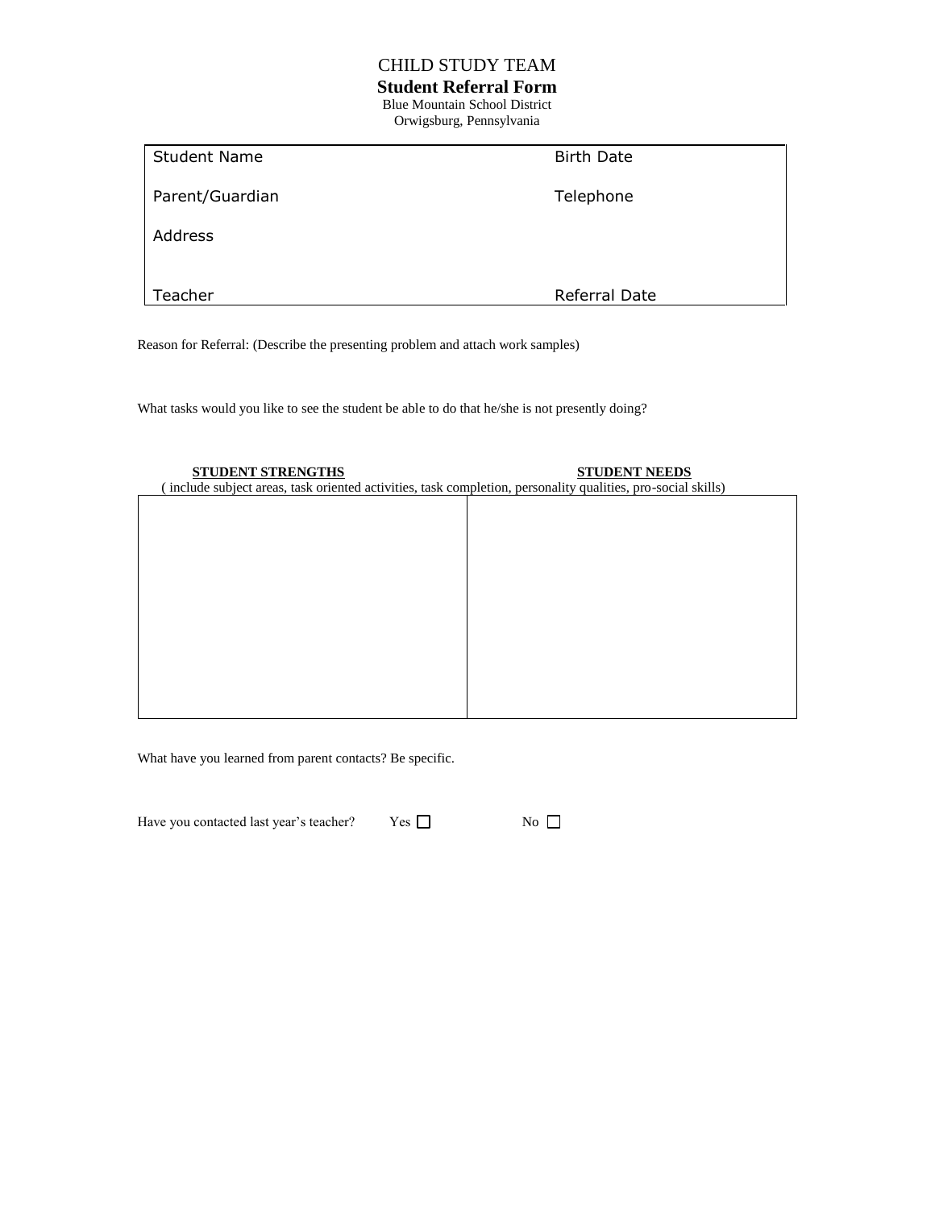# CHILD STUDY TEAM

## Student Referral Form

Blue Mountain School District
Orwigsburg, Pennsylvania

| | |
|---|---|
| Student Name | Birth Date |
| Parent/Guardian | Telephone |
| Address | |
| Teacher | Referral Date |

Reason for Referral: (Describe the presenting problem and attach work samples)

What tasks would you like to see the student be able to do that he/she is not presently doing?

( include subject areas, task oriented activities, task completion, personality qualities, pro-social skills)

| **STUDENT STRENGTHS** | **STUDENT NEEDS** |
|---|---|
| | |

What have you learned from parent contacts? Be specific.

Have you contacted last year's teacher? Yes ☐ No ☐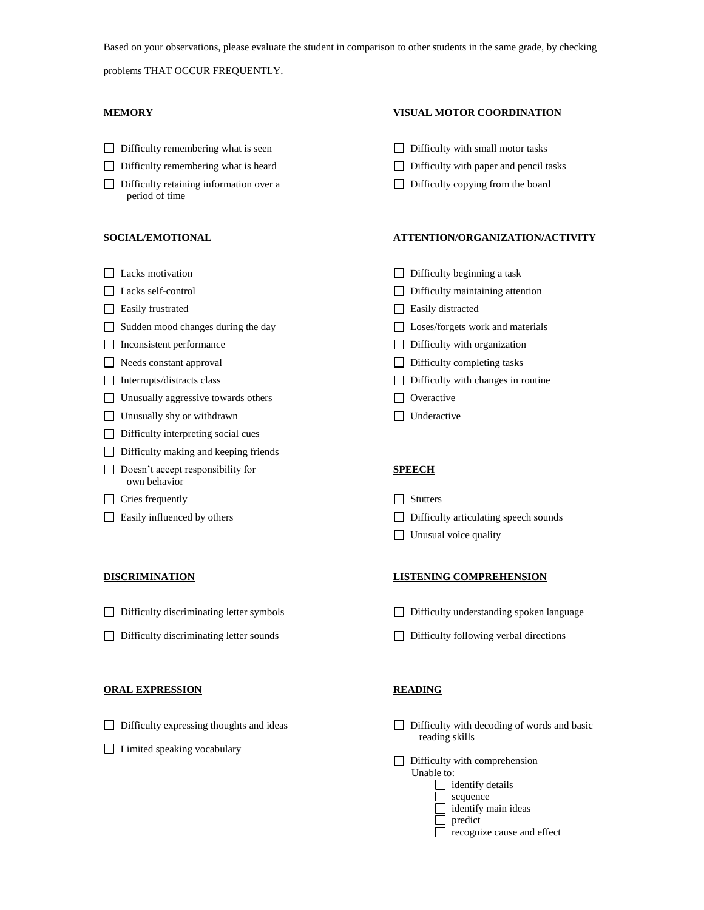Based on your observations, please evaluate the student in comparison to other students in the same grade, by checking problems THAT OCCUR FREQUENTLY.

**MEMORY**

- ☐ Difficulty remembering what is seen
- ☐ Difficulty remembering what is heard
- ☐ Difficulty retaining information over a period of time

**SOCIAL/EMOTIONAL**

- ☐ Lacks motivation
- ☐ Lacks self-control
- ☐ Easily frustrated
- ☐ Sudden mood changes during the day
- ☐ Inconsistent performance
- ☐ Needs constant approval
- ☐ Interrupts/distracts class
- ☐ Unusually aggressive towards others
- ☐ Unusually shy or withdrawn
- ☐ Difficulty interpreting social cues
- ☐ Difficulty making and keeping friends
- ☐ Doesn't accept responsibility for own behavior
- ☐ Cries frequently
- ☐ Easily influenced by others

**DISCRIMINATION**

- ☐ Difficulty discriminating letter symbols
- ☐ Difficulty discriminating letter sounds

**ORAL EXPRESSION**

- ☐ Difficulty expressing thoughts and ideas
- ☐ Limited speaking vocabulary

**VISUAL MOTOR COORDINATION**

- ☐ Difficulty with small motor tasks
- ☐ Difficulty with paper and pencil tasks
- ☐ Difficulty copying from the board

**ATTENTION/ORGANIZATION/ACTIVITY**

- ☐ Difficulty beginning a task
- ☐ Difficulty maintaining attention
- ☐ Easily distracted
- ☐ Loses/forgets work and materials
- ☐ Difficulty with organization
- ☐ Difficulty completing tasks
- ☐ Difficulty with changes in routine
- ☐ Overactive
- ☐ Underactive

**SPEECH**

- ☐ Stutters
- ☐ Difficulty articulating speech sounds
- ☐ Unusual voice quality

**LISTENING COMPREHENSION**

- ☐ Difficulty understanding spoken language
- ☐ Difficulty following verbal directions

**READING**

- ☐ Difficulty with decoding of words and basic reading skills
- ☐ Difficulty with comprehension
  Unable to:
  - ☐ identify details
  - ☐ sequence
  - ☐ identify main ideas
  - ☐ predict
  - ☐ recognize cause and effect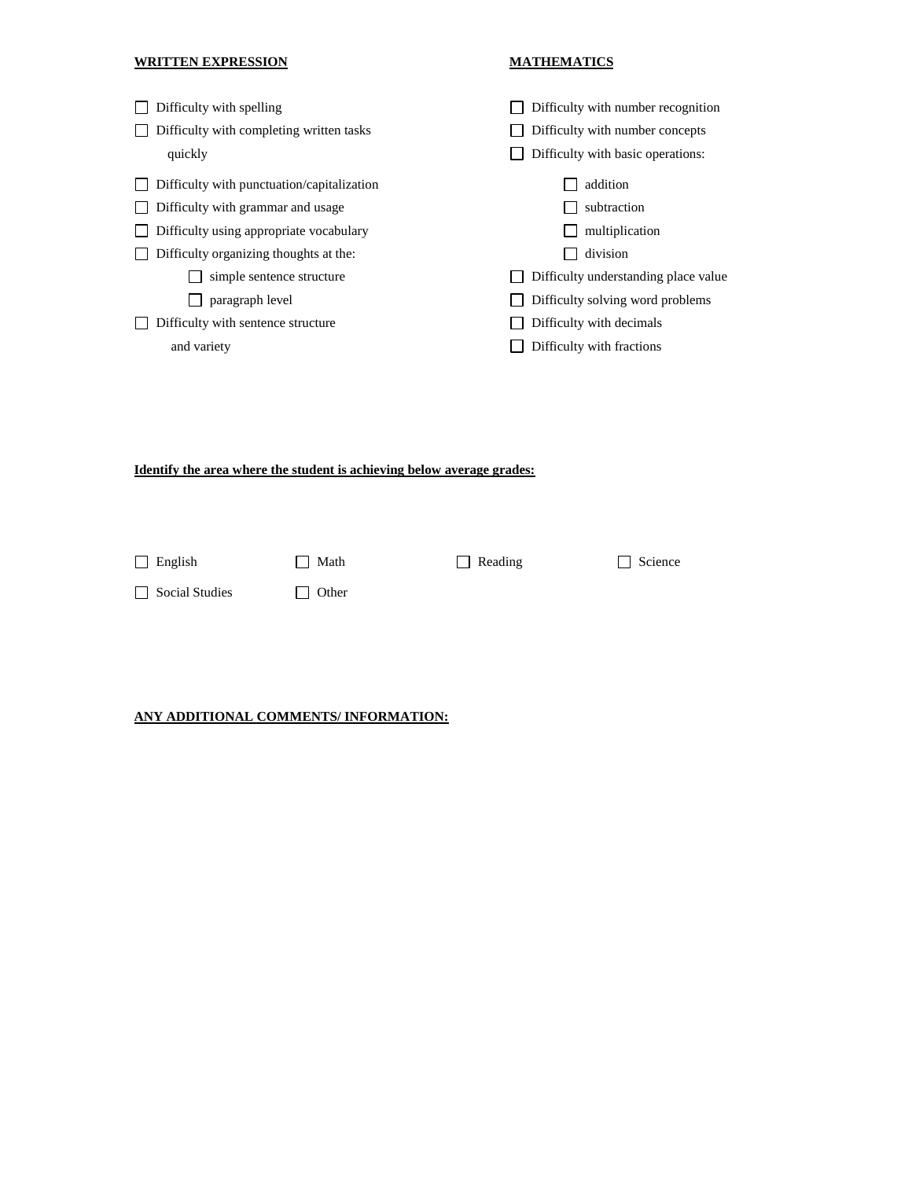**WRITTEN EXPRESSION**

- ☐ Difficulty with spelling
- ☐ Difficulty with completing written tasks quickly
- ☐ Difficulty with punctuation/capitalization
- ☐ Difficulty with grammar and usage
- ☐ Difficulty using appropriate vocabulary
- ☐ Difficulty organizing thoughts at the:
    - ☐ simple sentence structure
    - ☐ paragraph level
- ☐ Difficulty with sentence structure and variety

**MATHEMATICS**

- ☐ Difficulty with number recognition
- ☐ Difficulty with number concepts
- ☐ Difficulty with basic operations:
    - ☐ addition
    - ☐ subtraction
    - ☐ multiplication
    - ☐ division
- ☐ Difficulty understanding place value
- ☐ Difficulty solving word problems
- ☐ Difficulty with decimals
- ☐ Difficulty with fractions

**Identify the area where the student is achieving below average grades:**

☐ English ☐ Math ☐ Reading ☐ Science

☐ Social Studies ☐ Other

**ANY ADDITIONAL COMMENTS/ INFORMATION:**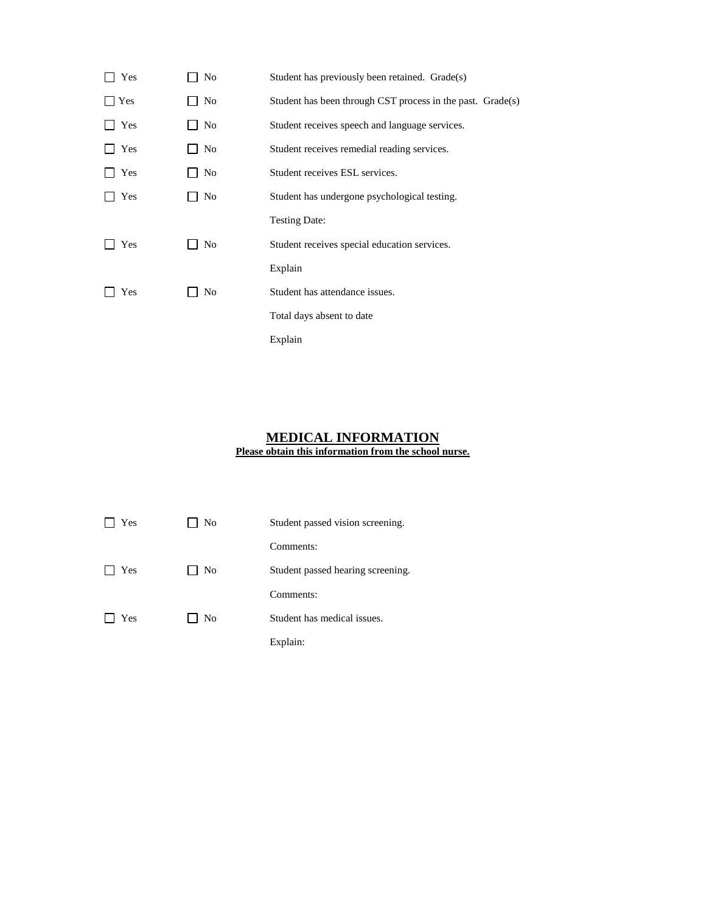☐ Yes ☐ No Student has previously been retained. Grade(s)

☐ Yes ☐ No Student has been through CST process in the past. Grade(s)

☐ Yes ☐ No Student receives speech and language services.

☐ Yes ☐ No Student receives remedial reading services.

☐ Yes ☐ No Student receives ESL services.

☐ Yes ☐ No Student has undergone psychological testing.

Testing Date:

☐ Yes ☐ No Student receives special education services.

Explain

☐ Yes ☐ No Student has attendance issues.

Total days absent to date

Explain

## MEDICAL INFORMATION

**Please obtain this information from the school nurse.**

☐ Yes ☐ No Student passed vision screening.

Comments:

☐ Yes ☐ No Student passed hearing screening.

Comments:

☐ Yes ☐ No Student has medical issues.

Explain: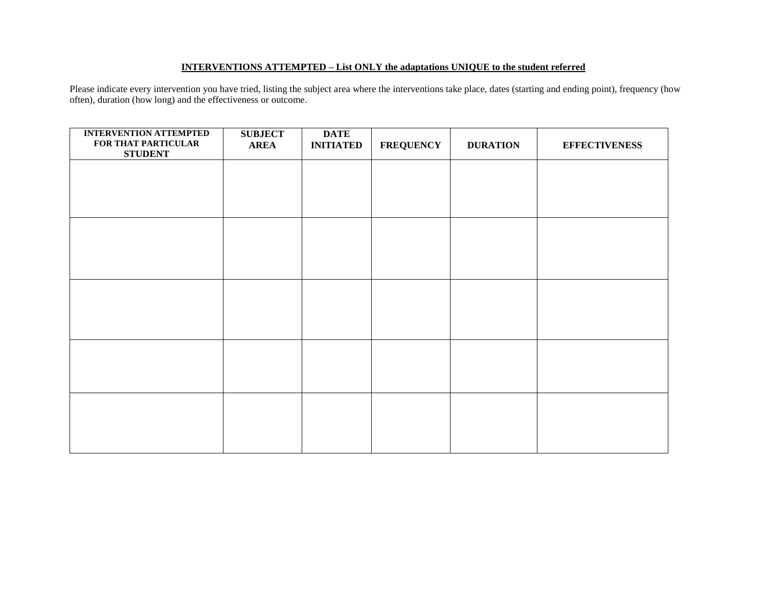**INTERVENTIONS ATTEMPTED – List ONLY the adaptations UNIQUE to the student referred**

Please indicate every intervention you have tried, listing the subject area where the interventions take place, dates (starting and ending point), frequency (how often), duration (how long) and the effectiveness or outcome.

| INTERVENTION ATTEMPTED FOR THAT PARTICULAR STUDENT | SUBJECT AREA | DATE INITIATED | FREQUENCY | DURATION | EFFECTIVENESS |
|---|---|---|---|---|---|
| | | | | | |
| | | | | | |
| | | | | | |
| | | | | | |
| | | | | | |